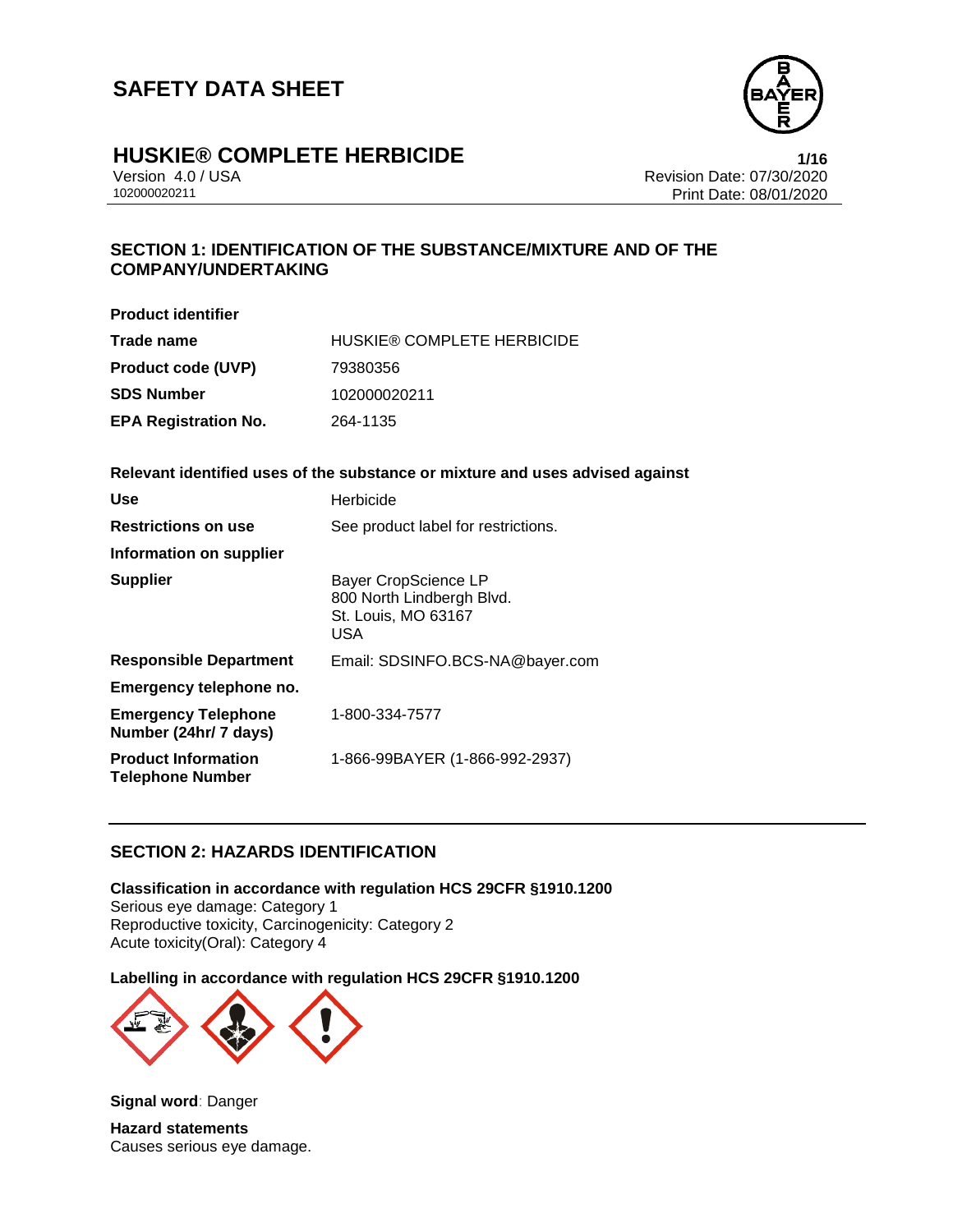# SAFETY DATA SHEET

## HUSKIE® COMPLETE HERBICIDE

Version 4.0 / USA
102000020211

Revision Date: 07/30/2020
Print Date: 08/01/2020

## SECTION 1: IDENTIFICATION OF THE SUBSTANCE/MIXTURE AND OF THE COMPANY/UNDERTAKING

**Product identifier**

| | |
|---|---|
| **Trade name** | HUSKIE® COMPLETE HERBICIDE |
| **Product code (UVP)** | 79380356 |
| **SDS Number** | 102000020211 |
| **EPA Registration No.** | 264-1135 |

**Relevant identified uses of the substance or mixture and uses advised against**

| | |
|---|---|
| **Use** | Herbicide |
| **Restrictions on use** | See product label for restrictions. |
| **Information on supplier** | |
| **Supplier** | Bayer CropScience LP<br>800 North Lindbergh Blvd.<br>St. Louis, MO 63167<br>USA |
| **Responsible Department** | Email: SDSINFO.BCS-NA@bayer.com |
| **Emergency telephone no.** | |
| **Emergency Telephone Number (24hr/ 7 days)** | 1-800-334-7577 |
| **Product Information Telephone Number** | 1-866-99BAYER (1-866-992-2937) |

## SECTION 2: HAZARDS IDENTIFICATION

**Classification in accordance with regulation HCS 29CFR §1910.1200**
Serious eye damage: Category 1
Reproductive toxicity, Carcinogenicity: Category 2
Acute toxicity(Oral): Category 4

**Labelling in accordance with regulation HCS 29CFR §1910.1200**

**Signal word**: Danger

**Hazard statements**
Causes serious eye damage.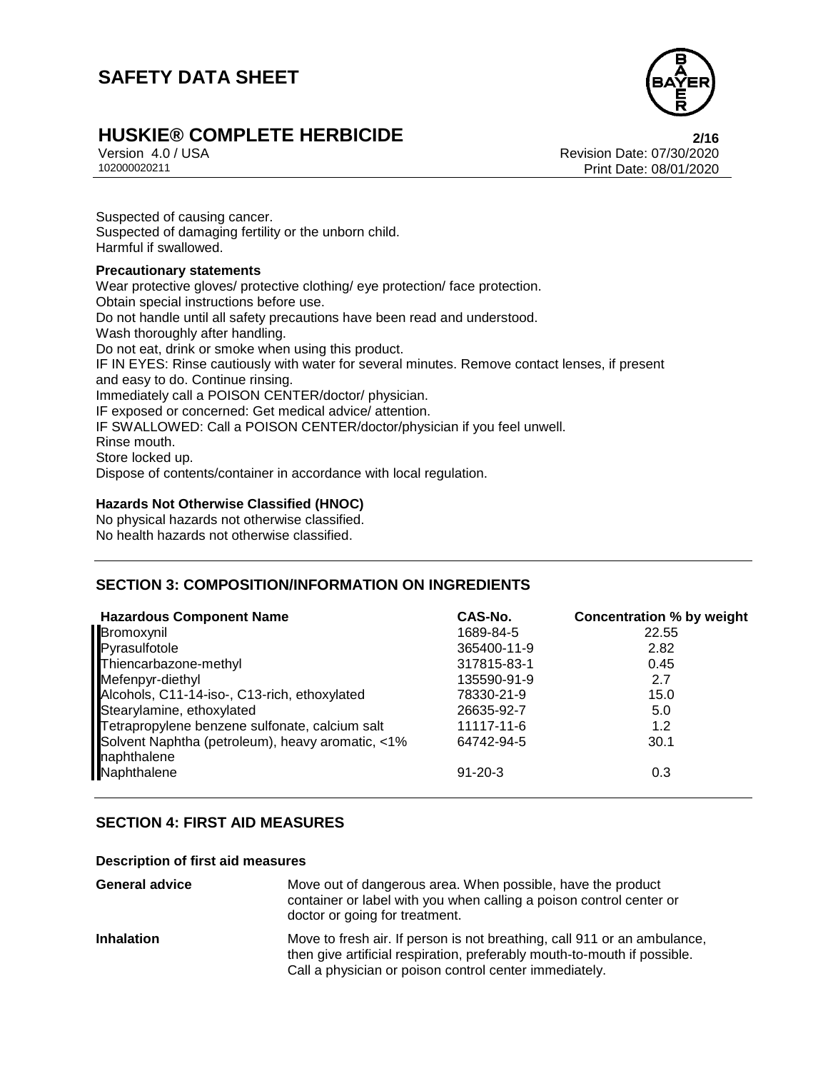Suspected of causing cancer.
Suspected of damaging fertility or the unborn child.
Harmful if swallowed.

**Precautionary statements**

Wear protective gloves/ protective clothing/ eye protection/ face protection.
Obtain special instructions before use.
Do not handle until all safety precautions have been read and understood.
Wash thoroughly after handling.
Do not eat, drink or smoke when using this product.
IF IN EYES: Rinse cautiously with water for several minutes. Remove contact lenses, if present and easy to do. Continue rinsing.
Immediately call a POISON CENTER/doctor/ physician.
IF exposed or concerned: Get medical advice/ attention.
IF SWALLOWED: Call a POISON CENTER/doctor/physician if you feel unwell.
Rinse mouth.
Store locked up.
Dispose of contents/container in accordance with local regulation.

**Hazards Not Otherwise Classified (HNOC)**

No physical hazards not otherwise classified.
No health hazards not otherwise classified.

## SECTION 3: COMPOSITION/INFORMATION ON INGREDIENTS

| Hazardous Component Name | CAS-No. | Concentration % by weight |
|---|---|---|
| Bromoxynil | 1689-84-5 | 22.55 |
| Pyrasulfotole | 365400-11-9 | 2.82 |
| Thiencarbazone-methyl | 317815-83-1 | 0.45 |
| Mefenpyr-diethyl | 135590-91-9 | 2.7 |
| Alcohols, C11-14-iso-, C13-rich, ethoxylated | 78330-21-9 | 15.0 |
| Stearylamine, ethoxylated | 26635-92-7 | 5.0 |
| Tetrapropylene benzene sulfonate, calcium salt | 11117-11-6 | 1.2 |
| Solvent Naphtha (petroleum), heavy aromatic, <1% naphthalene | 64742-94-5 | 30.1 |
| Naphthalene | 91-20-3 | 0.3 |

## SECTION 4: FIRST AID MEASURES

**Description of first aid measures**

**General advice** Move out of dangerous area. When possible, have the product container or label with you when calling a poison control center or doctor or going for treatment.

**Inhalation** Move to fresh air. If person is not breathing, call 911 or an ambulance, then give artificial respiration, preferably mouth-to-mouth if possible. Call a physician or poison control center immediately.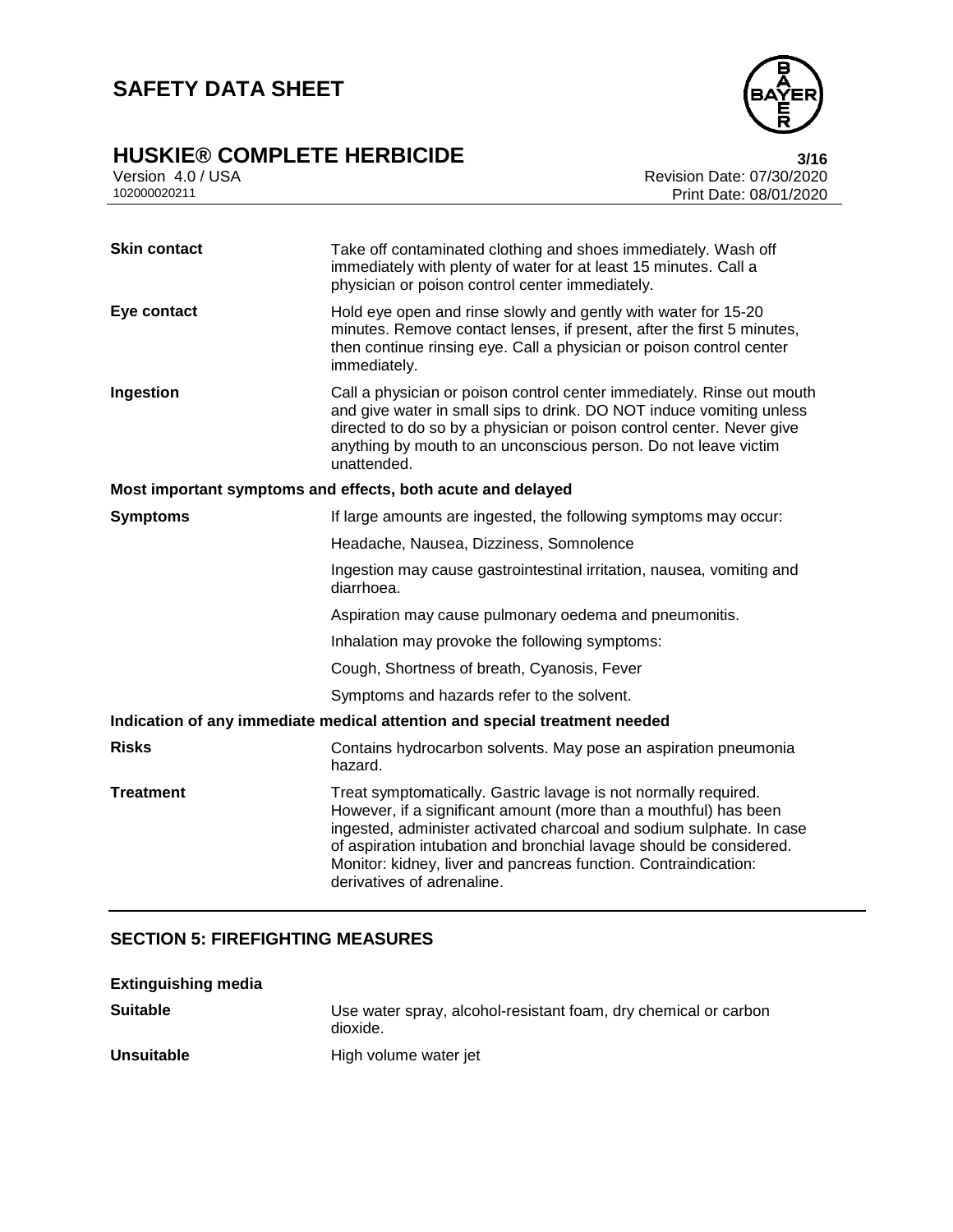| | |
|---|---|
| **Skin contact** | Take off contaminated clothing and shoes immediately. Wash off immediately with plenty of water for at least 15 minutes. Call a physician or poison control center immediately. |
| **Eye contact** | Hold eye open and rinse slowly and gently with water for 15-20 minutes. Remove contact lenses, if present, after the first 5 minutes, then continue rinsing eye. Call a physician or poison control center immediately. |
| **Ingestion** | Call a physician or poison control center immediately. Rinse out mouth and give water in small sips to drink. DO NOT induce vomiting unless directed to do so by a physician or poison control center. Never give anything by mouth to an unconscious person. Do not leave victim unattended. |

**Most important symptoms and effects, both acute and delayed**

| | |
|---|---|
| **Symptoms** | If large amounts are ingested, the following symptoms may occur: |
| | Headache, Nausea, Dizziness, Somnolence |
| | Ingestion may cause gastrointestinal irritation, nausea, vomiting and diarrhoea. |
| | Aspiration may cause pulmonary oedema and pneumonitis. |
| | Inhalation may provoke the following symptoms: |
| | Cough, Shortness of breath, Cyanosis, Fever |
| | Symptoms and hazards refer to the solvent. |

**Indication of any immediate medical attention and special treatment needed**

| | |
|---|---|
| **Risks** | Contains hydrocarbon solvents. May pose an aspiration pneumonia hazard. |
| **Treatment** | Treat symptomatically. Gastric lavage is not normally required. However, if a significant amount (more than a mouthful) has been ingested, administer activated charcoal and sodium sulphate. In case of aspiration intubation and bronchial lavage should be considered. Monitor: kidney, liver and pancreas function. Contraindication: derivatives of adrenaline. |

## SECTION 5: FIREFIGHTING MEASURES

**Extinguishing media**

| | |
|---|---|
| **Suitable** | Use water spray, alcohol-resistant foam, dry chemical or carbon dioxide. |
| **Unsuitable** | High volume water jet |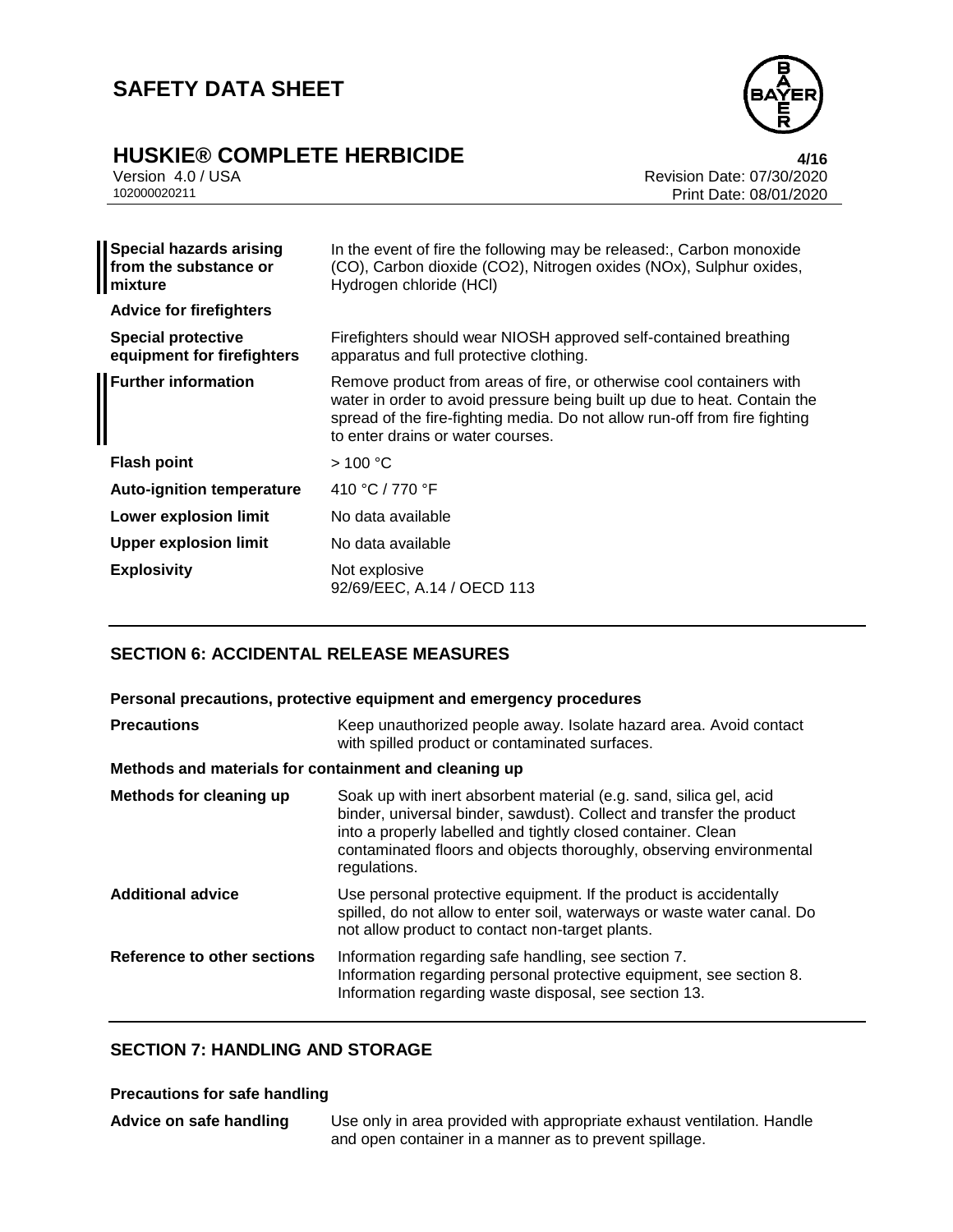| | |
|---|---|
| **Special hazards arising from the substance or mixture** | In the event of fire the following may be released:, Carbon monoxide (CO), Carbon dioxide (CO2), Nitrogen oxides (NOx), Sulphur oxides, Hydrogen chloride (HCl) |
| **Advice for firefighters** | |
| **Special protective equipment for firefighters** | Firefighters should wear NIOSH approved self-contained breathing apparatus and full protective clothing. |
| **Further information** | Remove product from areas of fire, or otherwise cool containers with water in order to avoid pressure being built up due to heat. Contain the spread of the fire-fighting media. Do not allow run-off from fire fighting to enter drains or water courses. |
| **Flash point** | > 100 °C |
| **Auto-ignition temperature** | 410 °C / 770 °F |
| **Lower explosion limit** | No data available |
| **Upper explosion limit** | No data available |
| **Explosivity** | Not explosive<br>92/69/EEC, A.14 / OECD 113 |

## SECTION 6: ACCIDENTAL RELEASE MEASURES

**Personal precautions, protective equipment and emergency procedures**

| | |
|---|---|
| **Precautions** | Keep unauthorized people away. Isolate hazard area. Avoid contact with spilled product or contaminated surfaces. |

**Methods and materials for containment and cleaning up**

| | |
|---|---|
| **Methods for cleaning up** | Soak up with inert absorbent material (e.g. sand, silica gel, acid binder, universal binder, sawdust). Collect and transfer the product into a properly labelled and tightly closed container. Clean contaminated floors and objects thoroughly, observing environmental regulations. |
| **Additional advice** | Use personal protective equipment. If the product is accidentally spilled, do not allow to enter soil, waterways or waste water canal. Do not allow product to contact non-target plants. |
| **Reference to other sections** | Information regarding safe handling, see section 7.<br>Information regarding personal protective equipment, see section 8.<br>Information regarding waste disposal, see section 13. |

## SECTION 7: HANDLING AND STORAGE

**Precautions for safe handling**

| | |
|---|---|
| **Advice on safe handling** | Use only in area provided with appropriate exhaust ventilation. Handle and open container in a manner as to prevent spillage. |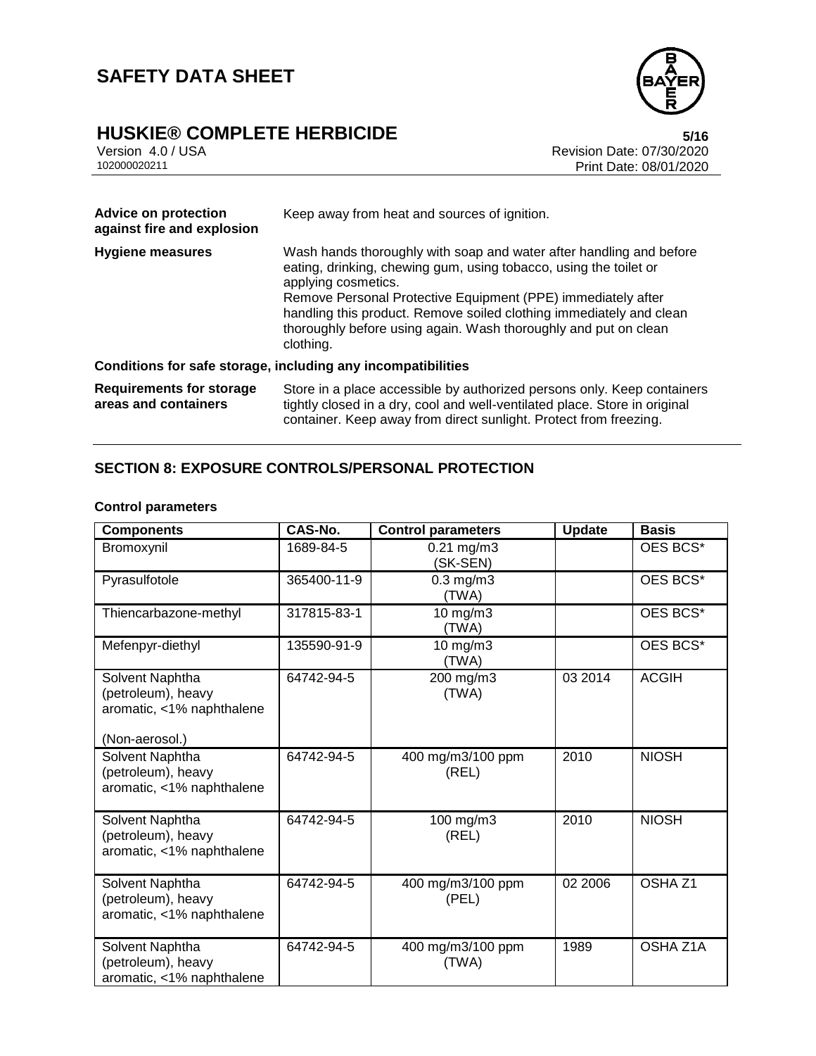| | |
|---|---|
| **Advice on protection against fire and explosion** | Keep away from heat and sources of ignition. |
| **Hygiene measures** | Wash hands thoroughly with soap and water after handling and before eating, drinking, chewing gum, using tobacco, using the toilet or applying cosmetics. Remove Personal Protective Equipment (PPE) immediately after handling this product. Remove soiled clothing immediately and clean thoroughly before using again. Wash thoroughly and put on clean clothing. |

**Conditions for safe storage, including any incompatibilities**

| | |
|---|---|
| **Requirements for storage areas and containers** | Store in a place accessible by authorized persons only. Keep containers tightly closed in a dry, cool and well-ventilated place. Store in original container. Keep away from direct sunlight. Protect from freezing. |

## SECTION 8: EXPOSURE CONTROLS/PERSONAL PROTECTION

**Control parameters**

| Components | CAS-No. | Control parameters | Update | Basis |
|---|---|---|---|---|
| Bromoxynil | 1689-84-5 | 0.21 mg/m3 (SK-SEN) | | OES BCS* |
| Pyrasulfotole | 365400-11-9 | 0.3 mg/m3 (TWA) | | OES BCS* |
| Thiencarbazone-methyl | 317815-83-1 | 10 mg/m3 (TWA) | | OES BCS* |
| Mefenpyr-diethyl | 135590-91-9 | 10 mg/m3 (TWA) | | OES BCS* |
| Solvent Naphtha (petroleum), heavy aromatic, <1% naphthalene (Non-aerosol.) | 64742-94-5 | 200 mg/m3 (TWA) | 03 2014 | ACGIH |
| Solvent Naphtha (petroleum), heavy aromatic, <1% naphthalene | 64742-94-5 | 400 mg/m3/100 ppm (REL) | 2010 | NIOSH |
| Solvent Naphtha (petroleum), heavy aromatic, <1% naphthalene | 64742-94-5 | 100 mg/m3 (REL) | 2010 | NIOSH |
| Solvent Naphtha (petroleum), heavy aromatic, <1% naphthalene | 64742-94-5 | 400 mg/m3/100 ppm (PEL) | 02 2006 | OSHA Z1 |
| Solvent Naphtha (petroleum), heavy aromatic, <1% naphthalene | 64742-94-5 | 400 mg/m3/100 ppm (TWA) | 1989 | OSHA Z1A |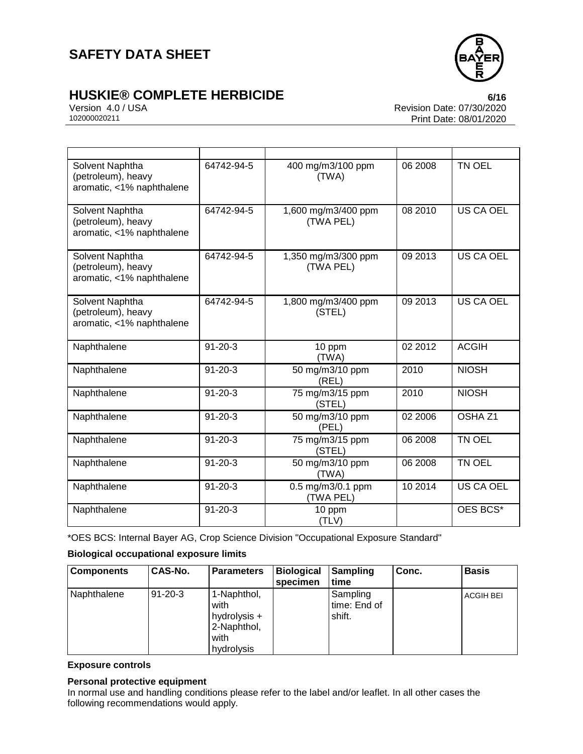| | | | | |
|---|---|---|---|---|
| Solvent Naphtha (petroleum), heavy aromatic, <1% naphthalene | 64742-94-5 | 400 mg/m3/100 ppm (TWA) | 06 2008 | TN OEL |
| Solvent Naphtha (petroleum), heavy aromatic, <1% naphthalene | 64742-94-5 | 1,600 mg/m3/400 ppm (TWA PEL) | 08 2010 | US CA OEL |
| Solvent Naphtha (petroleum), heavy aromatic, <1% naphthalene | 64742-94-5 | 1,350 mg/m3/300 ppm (TWA PEL) | 09 2013 | US CA OEL |
| Solvent Naphtha (petroleum), heavy aromatic, <1% naphthalene | 64742-94-5 | 1,800 mg/m3/400 ppm (STEL) | 09 2013 | US CA OEL |
| Naphthalene | 91-20-3 | 10 ppm (TWA) | 02 2012 | ACGIH |
| Naphthalene | 91-20-3 | 50 mg/m3/10 ppm (REL) | 2010 | NIOSH |
| Naphthalene | 91-20-3 | 75 mg/m3/15 ppm (STEL) | 2010 | NIOSH |
| Naphthalene | 91-20-3 | 50 mg/m3/10 ppm (PEL) | 02 2006 | OSHA Z1 |
| Naphthalene | 91-20-3 | 75 mg/m3/15 ppm (STEL) | 06 2008 | TN OEL |
| Naphthalene | 91-20-3 | 50 mg/m3/10 ppm (TWA) | 06 2008 | TN OEL |
| Naphthalene | 91-20-3 | 0.5 mg/m3/0.1 ppm (TWA PEL) | 10 2014 | US CA OEL |
| Naphthalene | 91-20-3 | 10 ppm (TLV) | | OES BCS* |

*OES BCS: Internal Bayer AG, Crop Science Division "Occupational Exposure Standard"

**Biological occupational exposure limits**

| Components | CAS-No. | Parameters | Biological specimen | Sampling time | Conc. | Basis |
|---|---|---|---|---|---|---|
| Naphthalene | 91-20-3 | 1-Naphthol, with hydrolysis + 2-Naphthol, with hydrolysis | | Sampling time: End of shift. | | ACGIH BEI |

**Exposure controls**

**Personal protective equipment**

In normal use and handling conditions please refer to the label and/or leaflet. In all other cases the following recommendations would apply.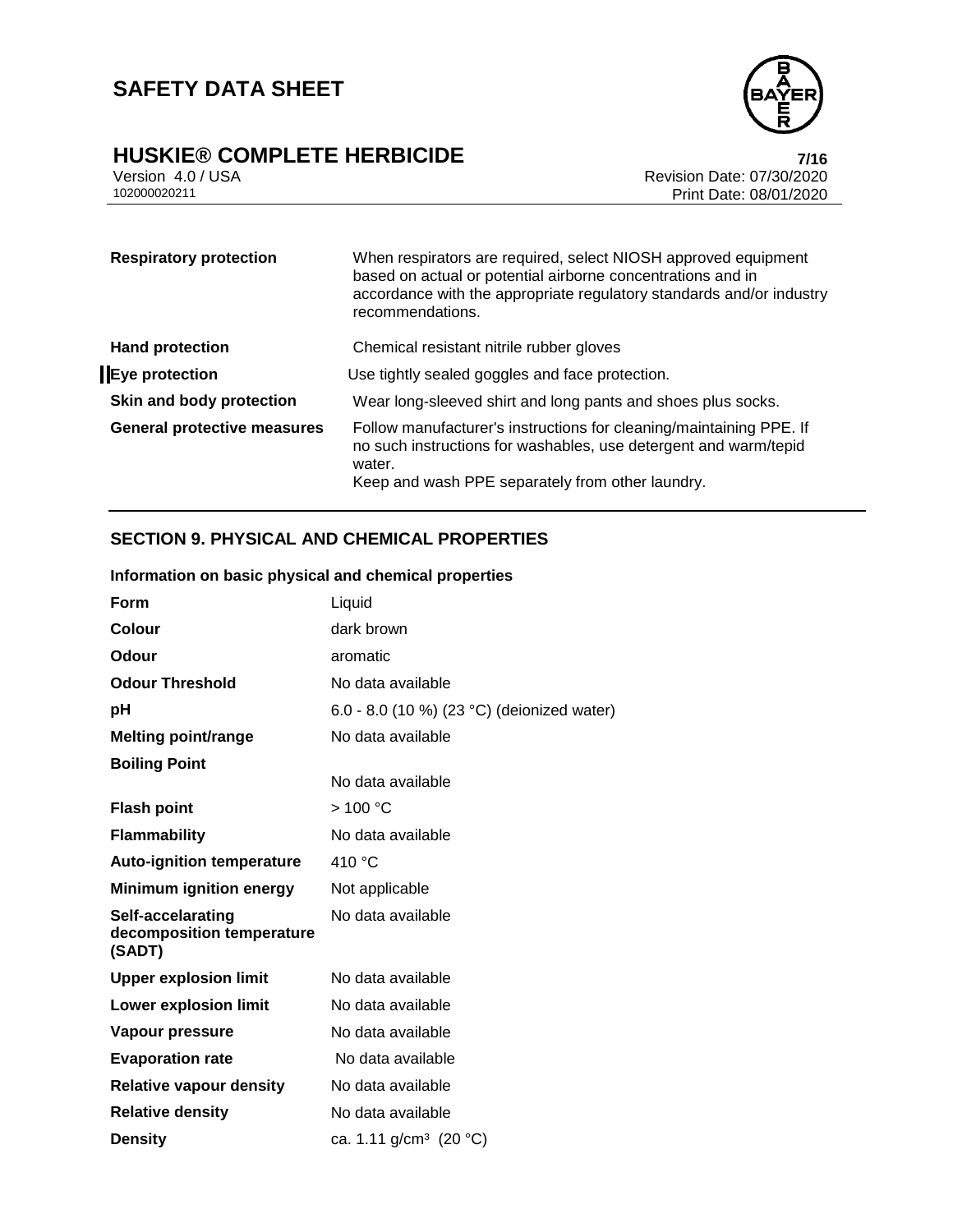| | |
|---|---|
| **Respiratory protection** | When respirators are required, select NIOSH approved equipment based on actual or potential airborne concentrations and in accordance with the appropriate regulatory standards and/or industry recommendations. |
| **Hand protection** | Chemical resistant nitrile rubber gloves |
| **Eye protection** | Use tightly sealed goggles and face protection. |
| **Skin and body protection** | Wear long-sleeved shirt and long pants and shoes plus socks. |
| **General protective measures** | Follow manufacturer's instructions for cleaning/maintaining PPE. If no such instructions for washables, use detergent and warm/tepid water.<br>Keep and wash PPE separately from other laundry. |

## SECTION 9. PHYSICAL AND CHEMICAL PROPERTIES

**Information on basic physical and chemical properties**

| | |
|---|---|
| **Form** | Liquid |
| **Colour** | dark brown |
| **Odour** | aromatic |
| **Odour Threshold** | No data available |
| **pH** | 6.0 - 8.0 (10 %) (23 °C) (deionized water) |
| **Melting point/range** | No data available |
| **Boiling Point** | No data available |
| **Flash point** | > 100 °C |
| **Flammability** | No data available |
| **Auto-ignition temperature** | 410 °C |
| **Minimum ignition energy** | Not applicable |
| **Self-accelarating decomposition temperature (SADT)** | No data available |
| **Upper explosion limit** | No data available |
| **Lower explosion limit** | No data available |
| **Vapour pressure** | No data available |
| **Evaporation rate** | No data available |
| **Relative vapour density** | No data available |
| **Relative density** | No data available |
| **Density** | ca. 1.11 g/cm³ (20 °C) |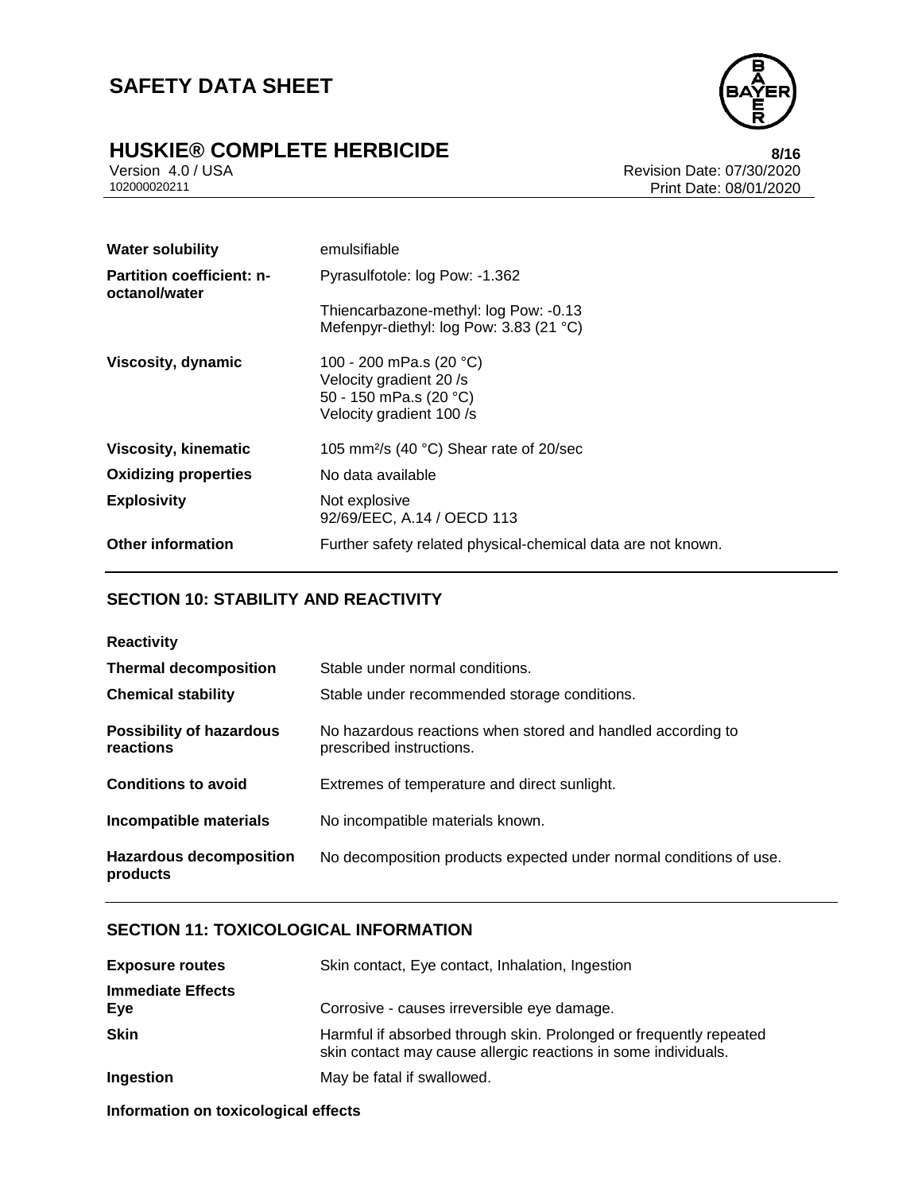| | |
|---|---|
| **Water solubility** | emulsifiable |
| **Partition coefficient: n-octanol/water** | Pyrasulfotole: log Pow: -1.362<br><br>Thiencarbazone-methyl: log Pow: -0.13<br>Mefenpyr-diethyl: log Pow: 3.83 (21 °C) |
| **Viscosity, dynamic** | 100 - 200 mPa.s (20 °C)<br>Velocity gradient 20 /s<br>50 - 150 mPa.s (20 °C)<br>Velocity gradient 100 /s |
| **Viscosity, kinematic** | 105 mm²/s (40 °C) Shear rate of 20/sec |
| **Oxidizing properties** | No data available |
| **Explosivity** | Not explosive<br>92/69/EEC, A.14 / OECD 113 |
| **Other information** | Further safety related physical-chemical data are not known. |

## SECTION 10: STABILITY AND REACTIVITY

**Reactivity**

| | |
|---|---|
| **Thermal decomposition** | Stable under normal conditions. |
| **Chemical stability** | Stable under recommended storage conditions. |
| **Possibility of hazardous reactions** | No hazardous reactions when stored and handled according to prescribed instructions. |
| **Conditions to avoid** | Extremes of temperature and direct sunlight. |
| **Incompatible materials** | No incompatible materials known. |
| **Hazardous decomposition products** | No decomposition products expected under normal conditions of use. |

## SECTION 11: TOXICOLOGICAL INFORMATION

| | |
|---|---|
| **Exposure routes** | Skin contact, Eye contact, Inhalation, Ingestion |
| **Immediate Effects**<br>**Eye** | Corrosive - causes irreversible eye damage. |
| **Skin** | Harmful if absorbed through skin. Prolonged or frequently repeated skin contact may cause allergic reactions in some individuals. |
| **Ingestion** | May be fatal if swallowed. |

**Information on toxicological effects**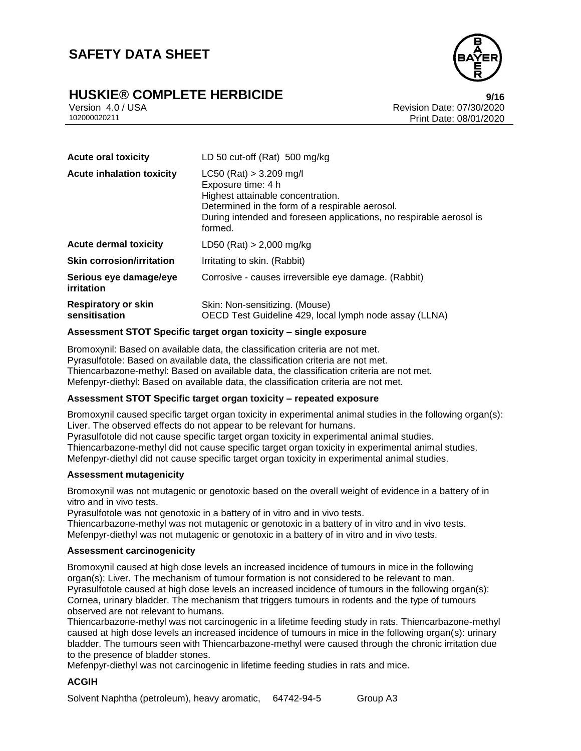| | |
|---|---|
| **Acute oral toxicity** | LD 50 cut-off (Rat) 500 mg/kg |
| **Acute inhalation toxicity** | LC50 (Rat) > 3.209 mg/l<br>Exposure time: 4 h<br>Highest attainable concentration.<br>Determined in the form of a respirable aerosol.<br>During intended and foreseen applications, no respirable aerosol is formed. |
| **Acute dermal toxicity** | LD50 (Rat) > 2,000 mg/kg |
| **Skin corrosion/irritation** | Irritating to skin. (Rabbit) |
| **Serious eye damage/eye irritation** | Corrosive - causes irreversible eye damage. (Rabbit) |
| **Respiratory or skin sensitisation** | Skin: Non-sensitizing. (Mouse)<br>OECD Test Guideline 429, local lymph node assay (LLNA) |

**Assessment STOT Specific target organ toxicity – single exposure**

Bromoxynil: Based on available data, the classification criteria are not met.
Pyrasulfotole: Based on available data, the classification criteria are not met.
Thiencarbazone-methyl: Based on available data, the classification criteria are not met.
Mefenpyr-diethyl: Based on available data, the classification criteria are not met.

**Assessment STOT Specific target organ toxicity – repeated exposure**

Bromoxynil caused specific target organ toxicity in experimental animal studies in the following organ(s): Liver. The observed effects do not appear to be relevant for humans.
Pyrasulfotole did not cause specific target organ toxicity in experimental animal studies.
Thiencarbazone-methyl did not cause specific target organ toxicity in experimental animal studies.
Mefenpyr-diethyl did not cause specific target organ toxicity in experimental animal studies.

**Assessment mutagenicity**

Bromoxynil was not mutagenic or genotoxic based on the overall weight of evidence in a battery of in vitro and in vivo tests.
Pyrasulfotole was not genotoxic in a battery of in vitro and in vivo tests.
Thiencarbazone-methyl was not mutagenic or genotoxic in a battery of in vitro and in vivo tests.
Mefenpyr-diethyl was not mutagenic or genotoxic in a battery of in vitro and in vivo tests.

**Assessment carcinogenicity**

Bromoxynil caused at high dose levels an increased incidence of tumours in mice in the following organ(s): Liver. The mechanism of tumour formation is not considered to be relevant to man.
Pyrasulfotole caused at high dose levels an increased incidence of tumours in the following organ(s): Cornea, urinary bladder. The mechanism that triggers tumours in rodents and the type of tumours observed are not relevant to humans.
Thiencarbazone-methyl was not carcinogenic in a lifetime feeding study in rats. Thiencarbazone-methyl caused at high dose levels an increased incidence of tumours in mice in the following organ(s): urinary bladder. The tumours seen with Thiencarbazone-methyl were caused through the chronic irritation due to the presence of bladder stones.
Mefenpyr-diethyl was not carcinogenic in lifetime feeding studies in rats and mice.

**ACGIH**

| | | |
|---|---|---|
| Solvent Naphtha (petroleum), heavy aromatic, | 64742-94-5 | Group A3 |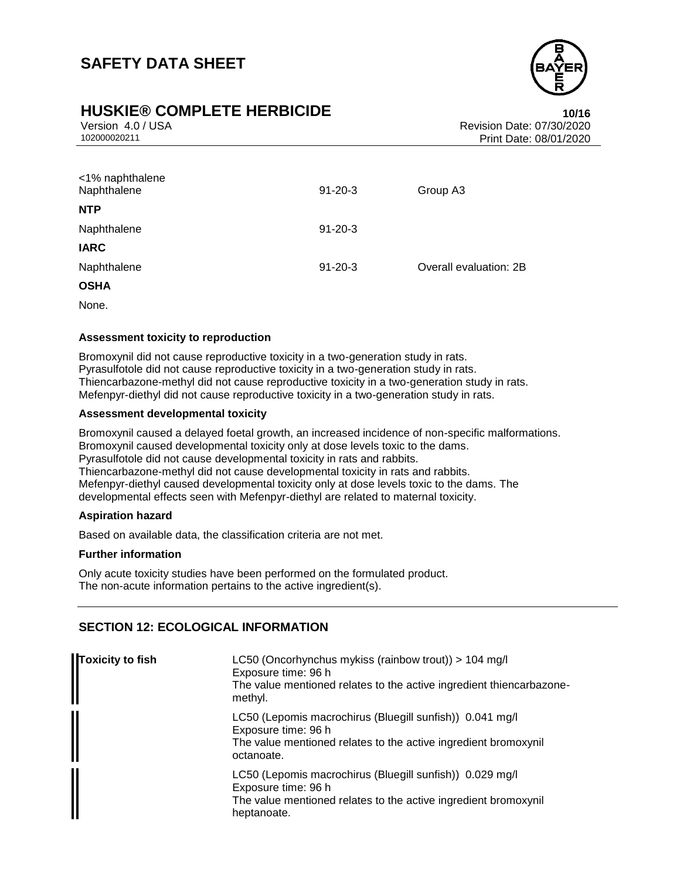| <1% naphthalene | | |
|---|---|---|
| Naphthalene | 91-20-3 | Group A3 |

**NTP**

| | | |
|---|---|---|
| Naphthalene | 91-20-3 | |

**IARC**

| | | |
|---|---|---|
| Naphthalene | 91-20-3 | Overall evaluation: 2B |

**OSHA**

None.

**Assessment toxicity to reproduction**

Bromoxynil did not cause reproductive toxicity in a two-generation study in rats.
Pyrasulfotole did not cause reproductive toxicity in a two-generation study in rats.
Thiencarbazone-methyl did not cause reproductive toxicity in a two-generation study in rats.
Mefenpyr-diethyl did not cause reproductive toxicity in a two-generation study in rats.

**Assessment developmental toxicity**

Bromoxynil caused a delayed foetal growth, an increased incidence of non-specific malformations.
Bromoxynil caused developmental toxicity only at dose levels toxic to the dams.
Pyrasulfotole did not cause developmental toxicity in rats and rabbits.
Thiencarbazone-methyl did not cause developmental toxicity in rats and rabbits.
Mefenpyr-diethyl caused developmental toxicity only at dose levels toxic to the dams. The developmental effects seen with Mefenpyr-diethyl are related to maternal toxicity.

**Aspiration hazard**

Based on available data, the classification criteria are not met.

**Further information**

Only acute toxicity studies have been performed on the formulated product.
The non-acute information pertains to the active ingredient(s).

## SECTION 12: ECOLOGICAL INFORMATION

| | |
|---|---|
| **Toxicity to fish** | LC50 (Oncorhynchus mykiss (rainbow trout)) > 104 mg/l<br>Exposure time: 96 h<br>The value mentioned relates to the active ingredient thiencarbazone-methyl. |
| | LC50 (Lepomis macrochirus (Bluegill sunfish)) 0.041 mg/l<br>Exposure time: 96 h<br>The value mentioned relates to the active ingredient bromoxynil octanoate. |
| | LC50 (Lepomis macrochirus (Bluegill sunfish)) 0.029 mg/l<br>Exposure time: 96 h<br>The value mentioned relates to the active ingredient bromoxynil heptanoate. |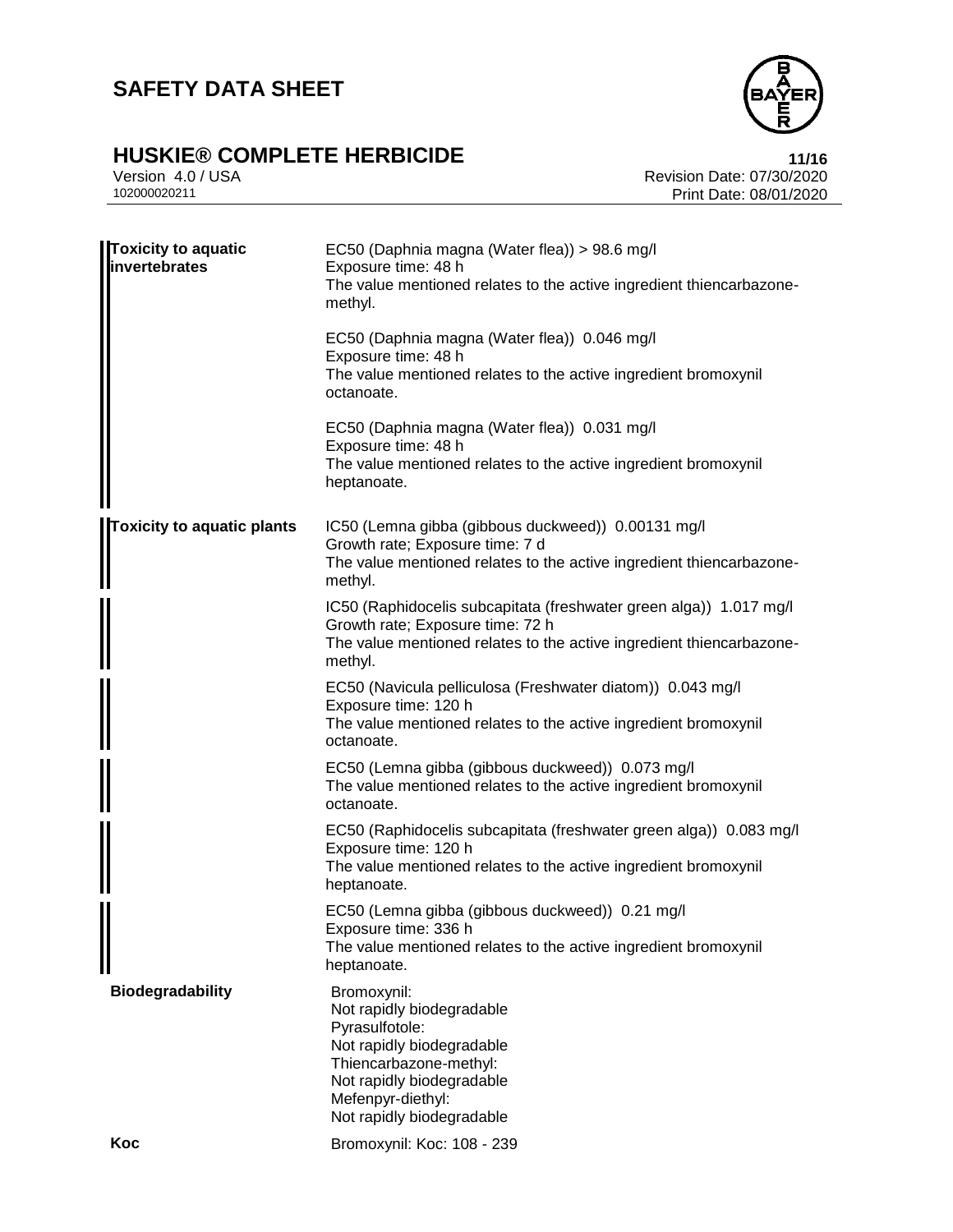| | |
|---|---|
| **Toxicity to aquatic invertebrates** | EC50 (Daphnia magna (Water flea)) > 98.6 mg/l<br>Exposure time: 48 h<br>The value mentioned relates to the active ingredient thiencarbazone-methyl. |
| | EC50 (Daphnia magna (Water flea)) 0.046 mg/l<br>Exposure time: 48 h<br>The value mentioned relates to the active ingredient bromoxynil octanoate. |
| | EC50 (Daphnia magna (Water flea)) 0.031 mg/l<br>Exposure time: 48 h<br>The value mentioned relates to the active ingredient bromoxynil heptanoate. |
| **Toxicity to aquatic plants** | IC50 (Lemna gibba (gibbous duckweed)) 0.00131 mg/l<br>Growth rate; Exposure time: 7 d<br>The value mentioned relates to the active ingredient thiencarbazone-methyl. |
| | IC50 (Raphidocelis subcapitata (freshwater green alga)) 1.017 mg/l<br>Growth rate; Exposure time: 72 h<br>The value mentioned relates to the active ingredient thiencarbazone-methyl. |
| | EC50 (Navicula pelliculosa (Freshwater diatom)) 0.043 mg/l<br>Exposure time: 120 h<br>The value mentioned relates to the active ingredient bromoxynil octanoate. |
| | EC50 (Lemna gibba (gibbous duckweed)) 0.073 mg/l<br>The value mentioned relates to the active ingredient bromoxynil octanoate. |
| | EC50 (Raphidocelis subcapitata (freshwater green alga)) 0.083 mg/l<br>Exposure time: 120 h<br>The value mentioned relates to the active ingredient bromoxynil heptanoate. |
| | EC50 (Lemna gibba (gibbous duckweed)) 0.21 mg/l<br>Exposure time: 336 h<br>The value mentioned relates to the active ingredient bromoxynil heptanoate. |
| **Biodegradability** | Bromoxynil:<br>Not rapidly biodegradable<br>Pyrasulfotole:<br>Not rapidly biodegradable<br>Thiencarbazone-methyl:<br>Not rapidly biodegradable<br>Mefenpyr-diethyl:<br>Not rapidly biodegradable |
| **Koc** | Bromoxynil: Koc: 108 - 239 |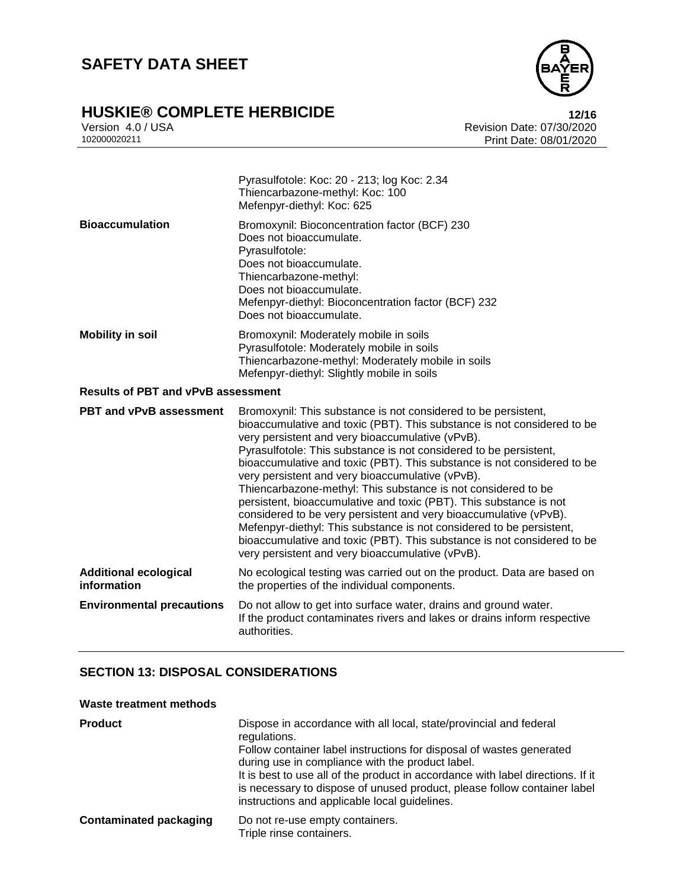| | |
|---|---|
| | Pyrasulfotole: Koc: 20 - 213; log Koc: 2.34<br>Thiencarbazone-methyl: Koc: 100<br>Mefenpyr-diethyl: Koc: 625 |
| **Bioaccumulation** | Bromoxynil: Bioconcentration factor (BCF) 230<br>Does not bioaccumulate.<br>Pyrasulfotole:<br>Does not bioaccumulate.<br>Thiencarbazone-methyl:<br>Does not bioaccumulate.<br>Mefenpyr-diethyl: Bioconcentration factor (BCF) 232<br>Does not bioaccumulate. |
| **Mobility in soil** | Bromoxynil: Moderately mobile in soils<br>Pyrasulfotole: Moderately mobile in soils<br>Thiencarbazone-methyl: Moderately mobile in soils<br>Mefenpyr-diethyl: Slightly mobile in soils |

**Results of PBT and vPvB assessment**

| | |
|---|---|
| **PBT and vPvB assessment** | Bromoxynil: This substance is not considered to be persistent, bioaccumulative and toxic (PBT). This substance is not considered to be very persistent and very bioaccumulative (vPvB).<br>Pyrasulfotole: This substance is not considered to be persistent, bioaccumulative and toxic (PBT). This substance is not considered to be very persistent and very bioaccumulative (vPvB).<br>Thiencarbazone-methyl: This substance is not considered to be persistent, bioaccumulative and toxic (PBT). This substance is not considered to be very persistent and very bioaccumulative (vPvB).<br>Mefenpyr-diethyl: This substance is not considered to be persistent, bioaccumulative and toxic (PBT). This substance is not considered to be very persistent and very bioaccumulative (vPvB). |
| **Additional ecological information** | No ecological testing was carried out on the product. Data are based on the properties of the individual components. |
| **Environmental precautions** | Do not allow to get into surface water, drains and ground water.<br>If the product contaminates rivers and lakes or drains inform respective authorities. |

## SECTION 13: DISPOSAL CONSIDERATIONS

**Waste treatment methods**

| | |
|---|---|
| **Product** | Dispose in accordance with all local, state/provincial and federal regulations.<br>Follow container label instructions for disposal of wastes generated during use in compliance with the product label.<br>It is best to use all of the product in accordance with label directions. If it is necessary to dispose of unused product, please follow container label instructions and applicable local guidelines. |
| **Contaminated packaging** | Do not re-use empty containers.<br>Triple rinse containers. |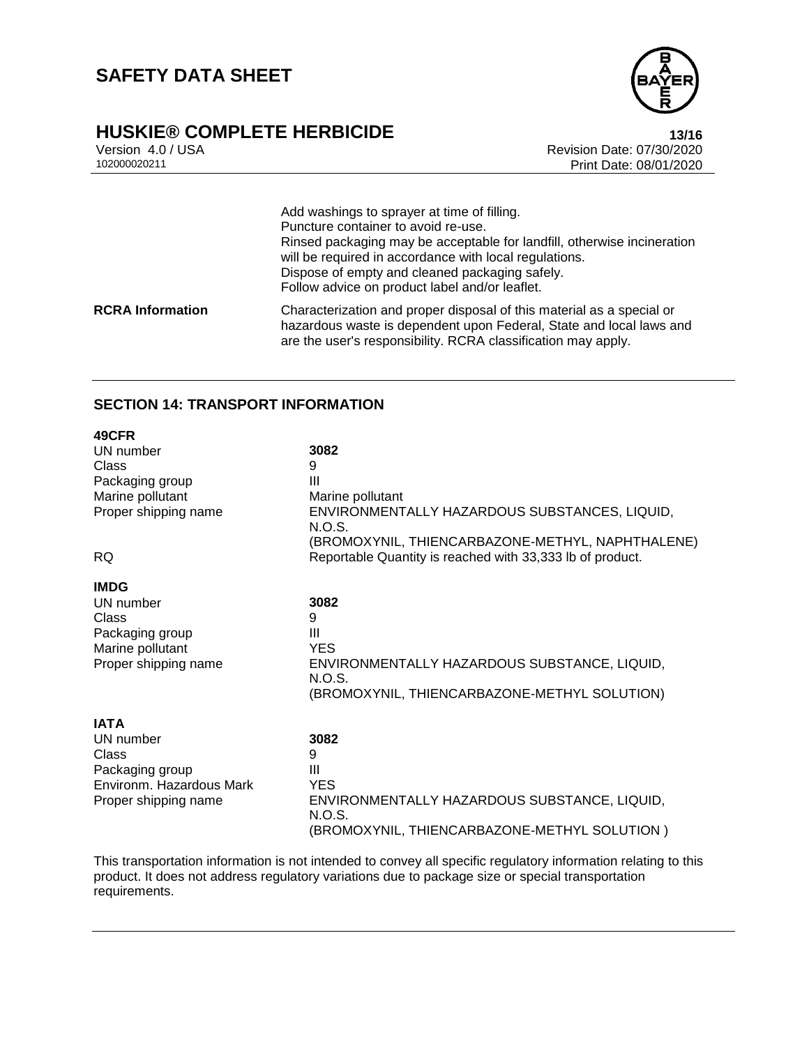| | |
|---|---|
| | Add washings to sprayer at time of filling.<br>Puncture container to avoid re-use.<br>Rinsed packaging may be acceptable for landfill, otherwise incineration will be required in accordance with local regulations.<br>Dispose of empty and cleaned packaging safely.<br>Follow advice on product label and/or leaflet. |
| **RCRA Information** | Characterization and proper disposal of this material as a special or hazardous waste is dependent upon Federal, State and local laws and are the user's responsibility. RCRA classification may apply. |

## SECTION 14: TRANSPORT INFORMATION

**49CFR**

| | |
|---|---|
| UN number | **3082** |
| Class | 9 |
| Packaging group | III |
| Marine pollutant | Marine pollutant |
| Proper shipping name | ENVIRONMENTALLY HAZARDOUS SUBSTANCES, LIQUID, N.O.S.<br>(BROMOXYNIL, THIENCARBAZONE-METHYL, NAPHTHALENE) |
| RQ | Reportable Quantity is reached with 33,333 lb of product. |

**IMDG**

| | |
|---|---|
| UN number | **3082** |
| Class | 9 |
| Packaging group | III |
| Marine pollutant | YES |
| Proper shipping name | ENVIRONMENTALLY HAZARDOUS SUBSTANCE, LIQUID, N.O.S.<br>(BROMOXYNIL, THIENCARBAZONE-METHYL SOLUTION) |

**IATA**

| | |
|---|---|
| UN number | **3082** |
| Class | 9 |
| Packaging group | III |
| Environm. Hazardous Mark | YES |
| Proper shipping name | ENVIRONMENTALLY HAZARDOUS SUBSTANCE, LIQUID, N.O.S.<br>(BROMOXYNIL, THIENCARBAZONE-METHYL SOLUTION ) |

This transportation information is not intended to convey all specific regulatory information relating to this product. It does not address regulatory variations due to package size or special transportation requirements.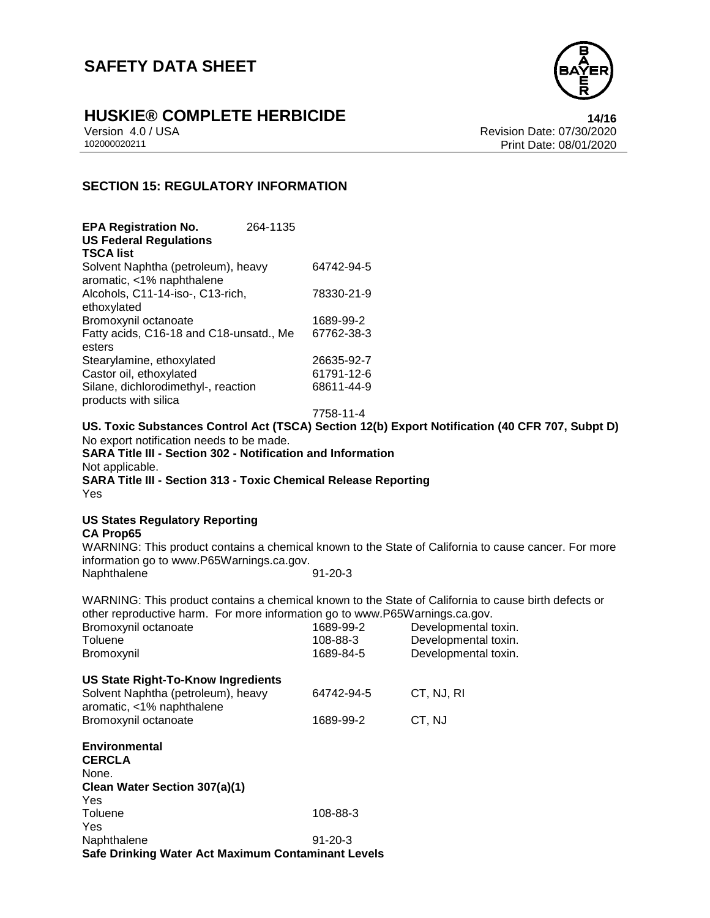## SECTION 15: REGULATORY INFORMATION

**EPA Registration No.** 264-1135

**US Federal Regulations**

**TSCA list**

| | |
|---|---|
| Solvent Naphtha (petroleum), heavy aromatic, <1% naphthalene | 64742-94-5 |
| Alcohols, C11-14-iso-, C13-rich, ethoxylated | 78330-21-9 |
| Bromoxynil octanoate | 1689-99-2 |
| Fatty acids, C16-18 and C18-unsatd., Me esters | 67762-38-3 |
| Stearylamine, ethoxylated | 26635-92-7 |
| Castor oil, ethoxylated | 61791-12-6 |
| Silane, dichlorodimethyl-, reaction products with silica | 68611-44-9 |
| | 7758-11-4 |

**US. Toxic Substances Control Act (TSCA) Section 12(b) Export Notification (40 CFR 707, Subpt D)**

No export notification needs to be made.

**SARA Title III - Section 302 - Notification and Information**

Not applicable.

**SARA Title III - Section 313 - Toxic Chemical Release Reporting**

Yes

**US States Regulatory Reporting**

**CA Prop65**

WARNING: This product contains a chemical known to the State of California to cause cancer. For more information go to www.P65Warnings.ca.gov.

| | |
|---|---|
| Naphthalene | 91-20-3 |

WARNING: This product contains a chemical known to the State of California to cause birth defects or other reproductive harm. For more information go to www.P65Warnings.ca.gov.

| | | |
|---|---|---|
| Bromoxynil octanoate | 1689-99-2 | Developmental toxin. |
| Toluene | 108-88-3 | Developmental toxin. |
| Bromoxynil | 1689-84-5 | Developmental toxin. |

**US State Right-To-Know Ingredients**

| | | |
|---|---|---|
| Solvent Naphtha (petroleum), heavy aromatic, <1% naphthalene | 64742-94-5 | CT, NJ, RI |
| Bromoxynil octanoate | 1689-99-2 | CT, NJ |

**Environmental**

**CERCLA**

None.

**Clean Water Section 307(a)(1)**

Yes

| | |
|---|---|
| Toluene | 108-88-3 |

Yes

| | |
|---|---|
| Naphthalene | 91-20-3 |

**Safe Drinking Water Act Maximum Contaminant Levels**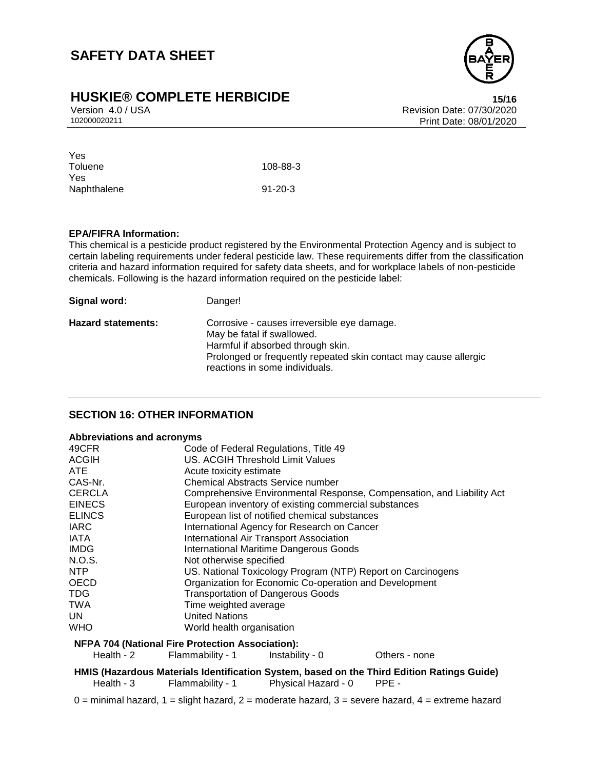Yes

| | |
|---|---|
| Toluene | 108-88-3 |
| Yes | |
| Naphthalene | 91-20-3 |

**EPA/FIFRA Information:**

This chemical is a pesticide product registered by the Environmental Protection Agency and is subject to certain labeling requirements under federal pesticide law. These requirements differ from the classification criteria and hazard information required for safety data sheets, and for workplace labels of non-pesticide chemicals. Following is the hazard information required on the pesticide label:

**Signal word:** Danger!

**Hazard statements:** Corrosive - causes irreversible eye damage.
May be fatal if swallowed.
Harmful if absorbed through skin.
Prolonged or frequently repeated skin contact may cause allergic reactions in some individuals.

## SECTION 16: OTHER INFORMATION

**Abbreviations and acronyms**

| | |
|---|---|
| 49CFR | Code of Federal Regulations, Title 49 |
| ACGIH | US. ACGIH Threshold Limit Values |
| ATE | Acute toxicity estimate |
| CAS-Nr. | Chemical Abstracts Service number |
| CERCLA | Comprehensive Environmental Response, Compensation, and Liability Act |
| EINECS | European inventory of existing commercial substances |
| ELINCS | European list of notified chemical substances |
| IARC | International Agency for Research on Cancer |
| IATA | International Air Transport Association |
| IMDG | International Maritime Dangerous Goods |
| N.O.S. | Not otherwise specified |
| NTP | US. National Toxicology Program (NTP) Report on Carcinogens |
| OECD | Organization for Economic Co-operation and Development |
| TDG | Transportation of Dangerous Goods |
| TWA | Time weighted average |
| UN | United Nations |
| WHO | World health organisation |

**NFPA 704 (National Fire Protection Association):**

| | | | |
|---|---|---|---|
| Health - 2 | Flammability - 1 | Instability - 0 | Others - none |

**HMIS (Hazardous Materials Identification System, based on the Third Edition Ratings Guide)**

| | | | |
|---|---|---|---|
| Health - 3 | Flammability - 1 | Physical Hazard - 0 | PPE - |

0 = minimal hazard, 1 = slight hazard, 2 = moderate hazard, 3 = severe hazard, 4 = extreme hazard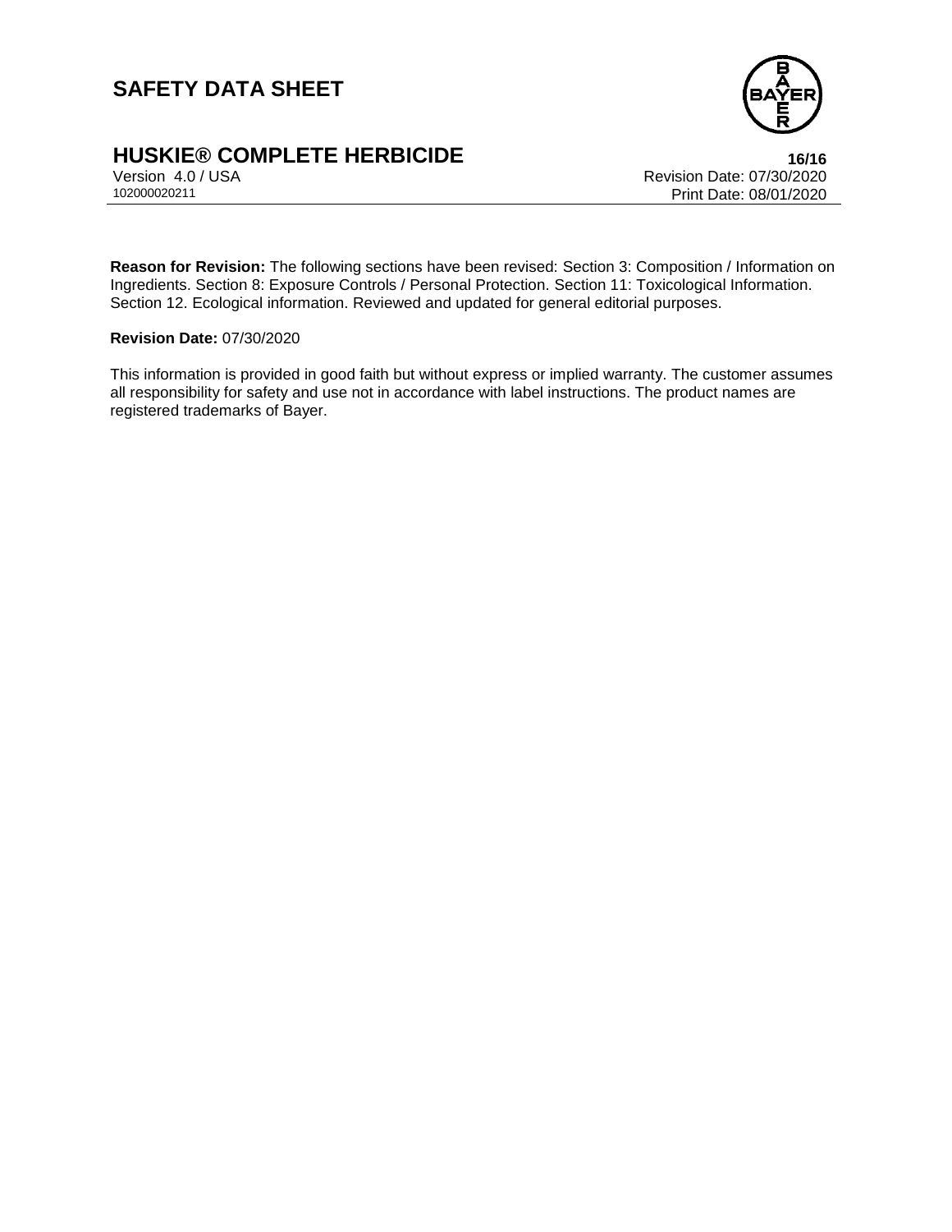**Reason for Revision:** The following sections have been revised: Section 3: Composition / Information on Ingredients. Section 8: Exposure Controls / Personal Protection. Section 11: Toxicological Information. Section 12. Ecological information. Reviewed and updated for general editorial purposes.

**Revision Date:** 07/30/2020

This information is provided in good faith but without express or implied warranty. The customer assumes all responsibility for safety and use not in accordance with label instructions. The product names are registered trademarks of Bayer.